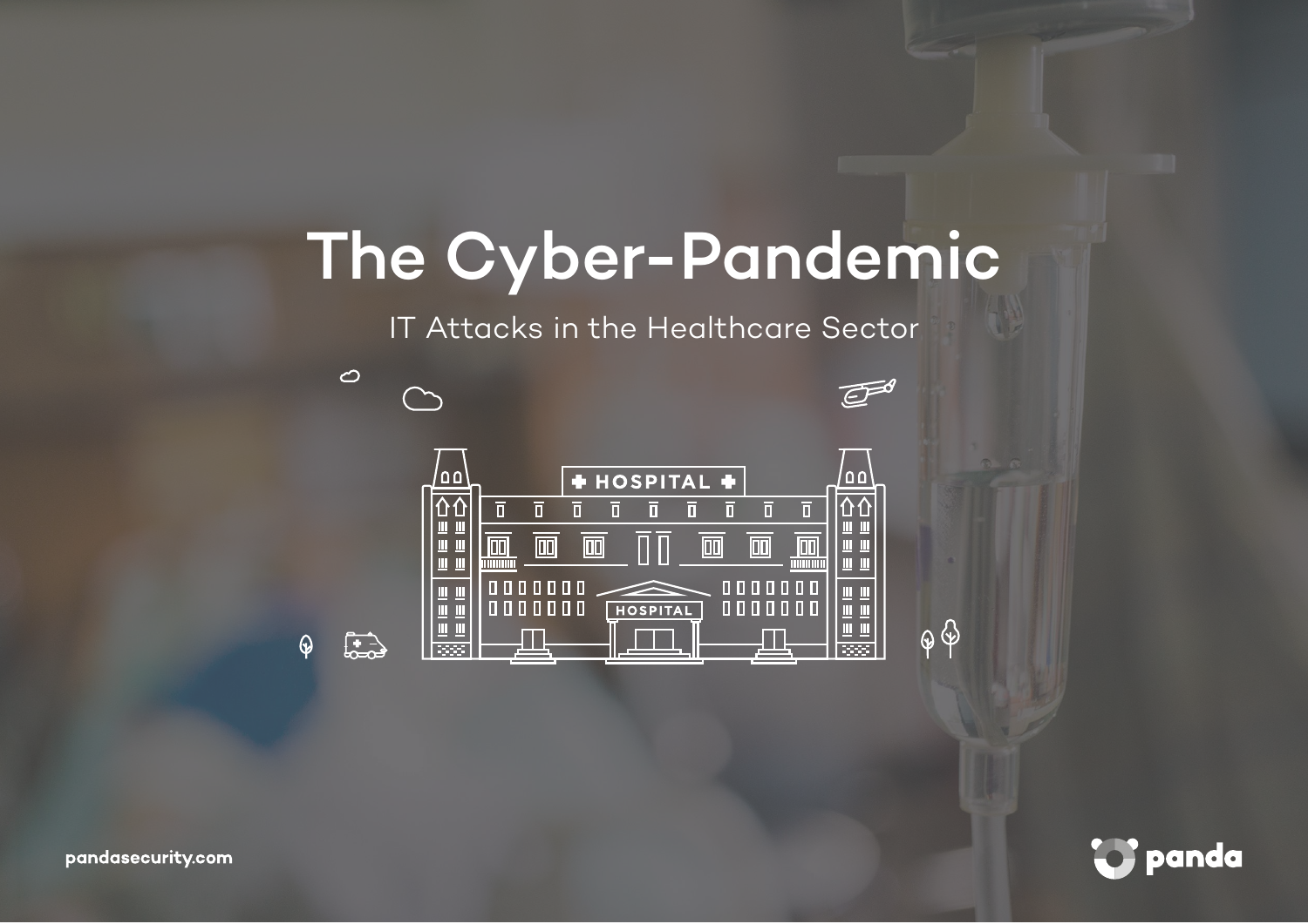# The Cyber-Pandemic

## IT Attacks in the Healthcare Sector

pandasecurity.com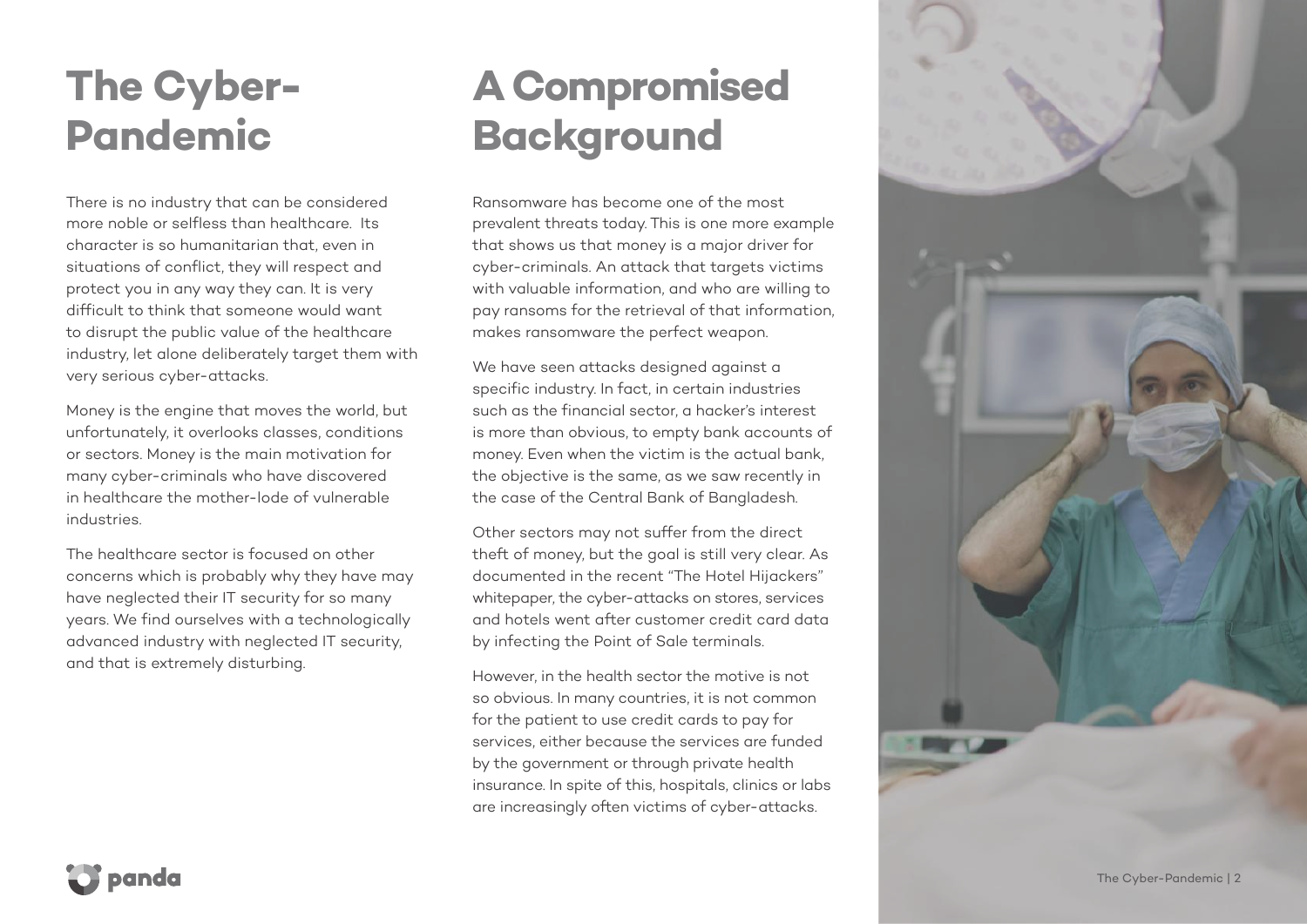# The Cyber-Pandemic

There is no industry that can be considered more noble or selfless than healthcare. Its character is so humanitarian that, even in situations of conflict, they will respect and protect you in any way they can. It is very difficult to think that someone would want to disrupt the public value of the healthcare industry, let alone deliberately target them with very serious cyber-attacks.

Money is the engine that moves the world, but unfortunately, it overlooks classes, conditions or sectors. Money is the main motivation for many cyber-criminals who have discovered in healthcare the mother-lode of vulnerable industries.

The healthcare sector is focused on other concerns which is probably why they have may have neglected their IT security for so many years. We find ourselves with a technologically advanced industry with neglected IT security, and that is extremely disturbing.

# A Compromised Background

Ransomware has become one of the most prevalent threats today. This is one more example that shows us that money is a major driver for cyber-criminals. An attack that targets victims with valuable information, and who are willing to pay ransoms for the retrieval of that information, makes ransomware the perfect weapon.

We have seen attacks designed against a specific industry. In fact, in certain industries such as the financial sector, a hacker's interest is more than obvious, to empty bank accounts of money. Even when the victim is the actual bank, the objective is the same, as we saw recently in the case of the Central Bank of Bangladesh.

Other sectors may not suffer from the direct theft of money, but the goal is still very clear. As documented in the recent "The Hotel Hijackers" whitepaper, the cyber-attacks on stores, services and hotels went after customer credit card data by infecting the Point of Sale terminals.

However, in the health sector the motive is not so obvious. In many countries, it is not common for the patient to use credit cards to pay for services, either because the services are funded by the government or through private health insurance. In spite of this, hospitals, clinics or labs are increasingly often victims of cyber-attacks.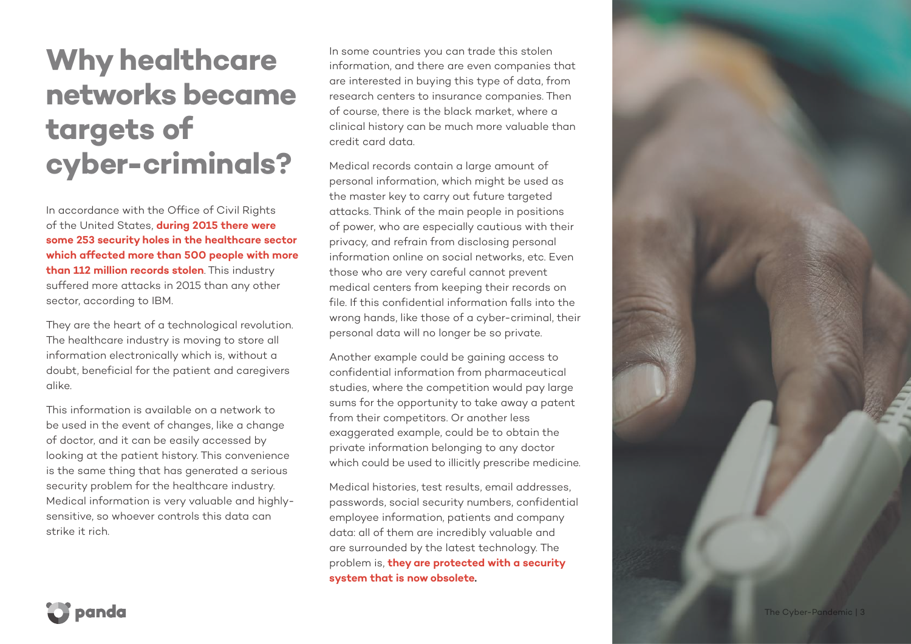# Why healthcare networks became targets of cyber-criminals?

In accordance with the Office of Civil Rights of the United States, **during 2015 there were some 253 security holes in the healthcare sector which affected more than 500 people with more than 112 million records stolen**. This industry suffered more attacks in 2015 than any other sector, according to IBM.

They are the heart of a technological revolution. The healthcare industry is moving to store all information electronically which is, without a doubt, beneficial for the patient and caregivers alike.

This information is available on a network to be used in the event of changes, like a change of doctor, and it can be easily accessed by looking at the patient history. This convenience is the same thing that has generated a serious security problem for the healthcare industry. Medical information is very valuable and highly-sensitive, so whoever controls this data can strike it rich.

In some countries you can trade this stolen information, and there are even companies that are interested in buying this type of data, from research centers to insurance companies. Then of course, there is the black market, where a clinical history can be much more valuable than credit card data.

Medical records contain a large amount of personal information, which might be used as the master key to carry out future targeted attacks. Think of the main people in positions of power, who are especially cautious with their privacy, and refrain from disclosing personal information online on social networks, etc. Even those who are very careful cannot prevent medical centers from keeping their records on file. If this confidential information falls into the wrong hands, like those of a cyber-criminal, their personal data will no longer be so private.

Another example could be gaining access to confidential information from pharmaceutical studies, where the competition would pay large sums for the opportunity to take away a patent from their competitors. Or another less exaggerated example, could be to obtain the private information belonging to any doctor which could be used to illicitly prescribe medicine.

Medical histories, test results, email addresses, passwords, social security numbers, confidential employee information, patients and company data: all of them are incredibly valuable and are surrounded by the latest technology. The problem is, **they are protected with a security system that is now obsolete.**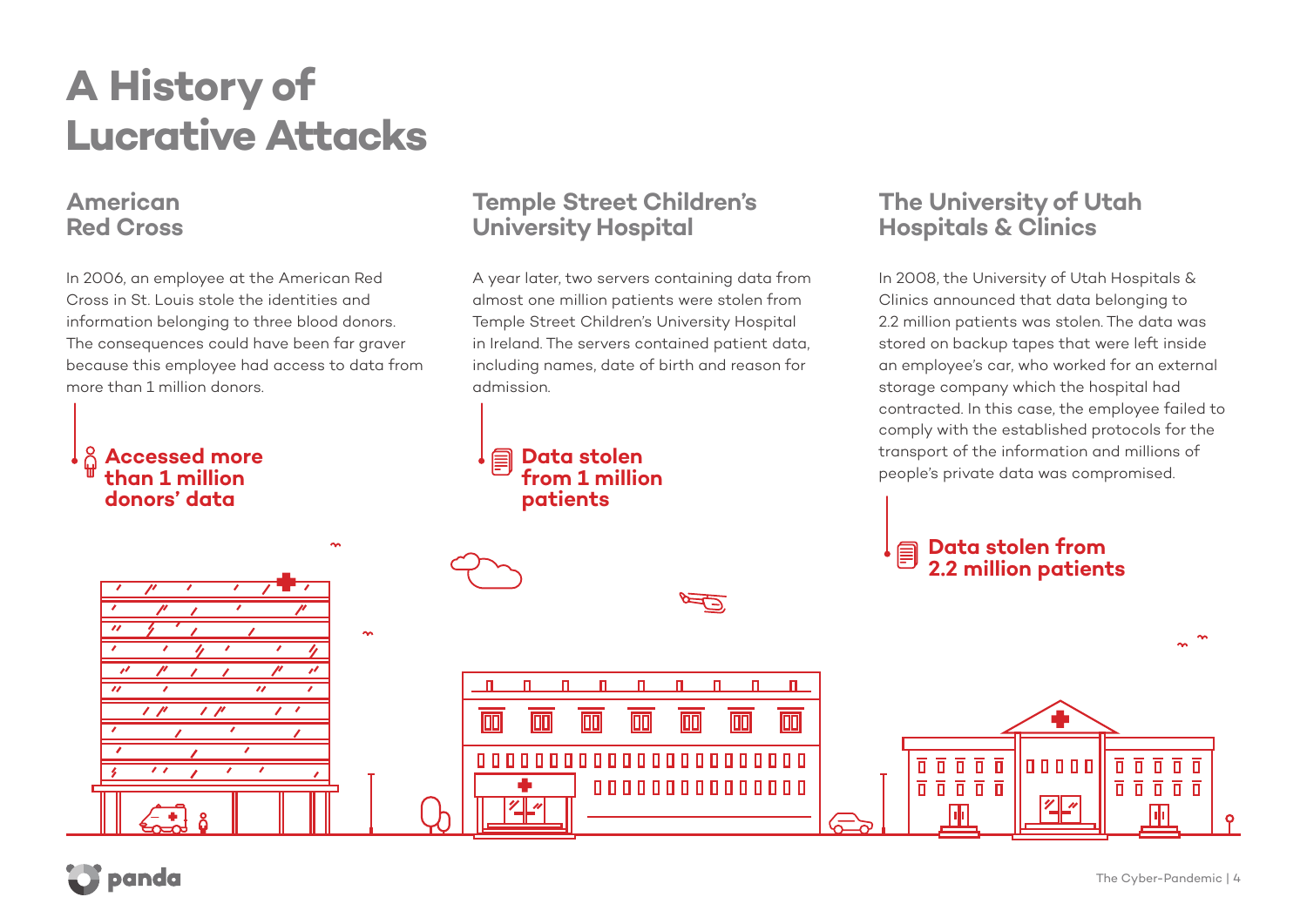# A History of Lucrative Attacks

## American Red Cross

In 2006, an employee at the American Red Cross in St. Louis stole the identities and information belonging to three blood donors. The consequences could have been far graver because this employee had access to data from more than 1 million donors.

**Accessed more than 1 million donors' data**

## Temple Street Children's University Hospital

A year later, two servers containing data from almost one million patients were stolen from Temple Street Children's University Hospital in Ireland. The servers contained patient data, including names, date of birth and reason for admission.

**Data stolen from 1 million patients**

## The University of Utah Hospitals & Clinics

In 2008, the University of Utah Hospitals & Clinics announced that data belonging to 2.2 million patients was stolen. The data was stored on backup tapes that were left inside an employee's car, who worked for an external storage company which the hospital had contracted. In this case, the employee failed to comply with the established protocols for the transport of the information and millions of people's private data was compromised.

**Data stolen from 2.2 million patients**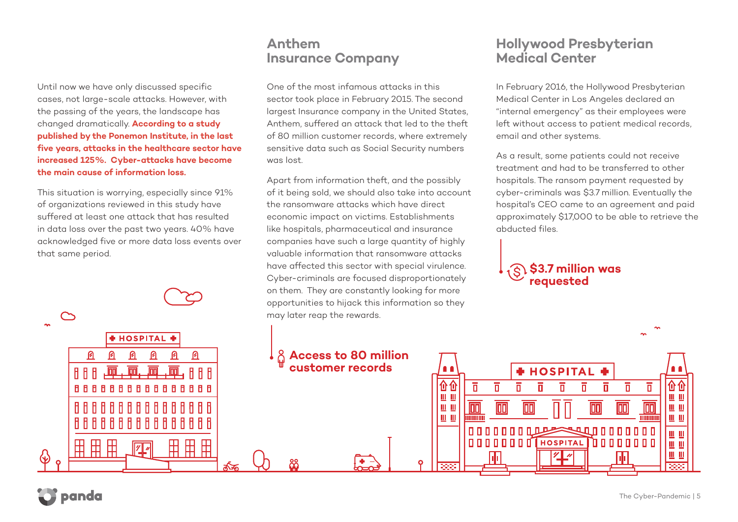Until now we have only discussed specific cases, not large-scale attacks. However, with the passing of the years, the landscape has changed dramatically. **According to a study published by the Ponemon Institute, in the last five years, attacks in the healthcare sector have increased 125%. Cyber-attacks have become the main cause of information loss.**

This situation is worrying, especially since 91% of organizations reviewed in this study have suffered at least one attack that has resulted in data loss over the past two years. 40% have acknowledged five or more data loss events over that same period.

## Anthem Insurance Company

One of the most infamous attacks in this sector took place in February 2015. The second largest Insurance company in the United States, Anthem, suffered an attack that led to the theft of 80 million customer records, where extremely sensitive data such as Social Security numbers was lost.

Apart from information theft, and the possibly of it being sold, we should also take into account the ransomware attacks which have direct economic impact on victims. Establishments like hospitals, pharmaceutical and insurance companies have such a large quantity of highly valuable information that ransomware attacks have affected this sector with special virulence. Cyber-criminals are focused disproportionately on them. They are constantly looking for more opportunities to hijack this information so they may later reap the rewards.

**Access to 80 million customer records**

## Hollywood Presbyterian Medical Center

In February 2016, the Hollywood Presbyterian Medical Center in Los Angeles declared an "internal emergency" as their employees were left without access to patient medical records, email and other systems.

As a result, some patients could not receive treatment and had to be transferred to other hospitals. The ransom payment requested by cyber-criminals was $3.7 million. Eventually the hospital's CEO came to an agreement and paid approximately $17,000 to be able to retrieve the abducted files.

**$3.7 million was requested**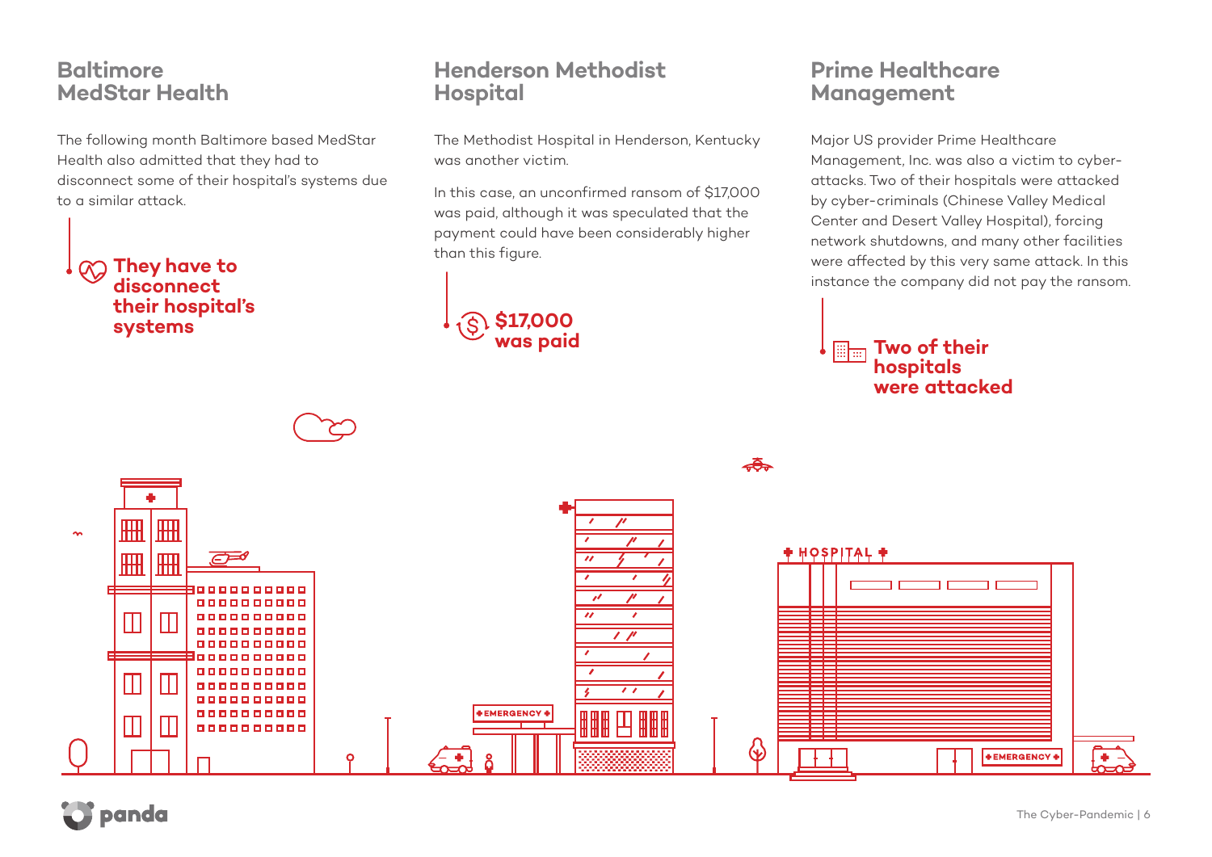## Baltimore MedStar Health

The following month Baltimore based MedStar Health also admitted that they had to disconnect some of their hospital's systems due to a similar attack.

**They have to disconnect their hospital's systems**

## Henderson Methodist Hospital

The Methodist Hospital in Henderson, Kentucky was another victim.

In this case, an unconfirmed ransom of $17,000 was paid, although it was speculated that the payment could have been considerably higher than this figure.

**$17,000 was paid**

## Prime Healthcare Management

Major US provider Prime Healthcare Management, Inc. was also a victim to cyber-attacks. Two of their hospitals were attacked by cyber-criminals (Chinese Valley Medical Center and Desert Valley Hospital), forcing network shutdowns, and many other facilities were affected by this very same attack. In this instance the company did not pay the ransom.

**Two of their hospitals were attacked**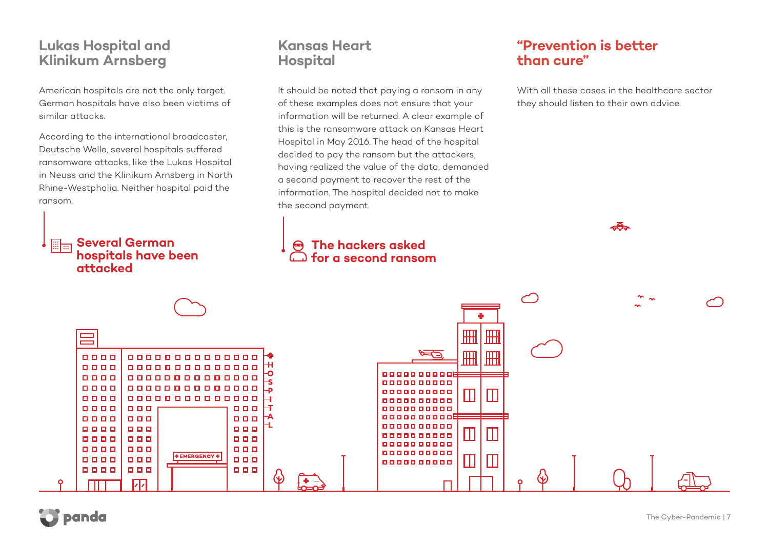## Lukas Hospital and Klinikum Arnsberg

American hospitals are not the only target. German hospitals have also been victims of similar attacks.

According to the international broadcaster, Deutsche Welle, several hospitals suffered ransomware attacks, like the Lukas Hospital in Neuss and the Klinikum Arnsberg in North Rhine-Westphalia. Neither hospital paid the ransom.

**Several German hospitals have been attacked**

## Kansas Heart Hospital

It should be noted that paying a ransom in any of these examples does not ensure that your information will be returned. A clear example of this is the ransomware attack on Kansas Heart Hospital in May 2016. The head of the hospital decided to pay the ransom but the attackers, having realized the value of the data, demanded a second payment to recover the rest of the information. The hospital decided not to make the second payment.

**The hackers asked for a second ransom**

## "Prevention is better than cure"

With all these cases in the healthcare sector they should listen to their own advice.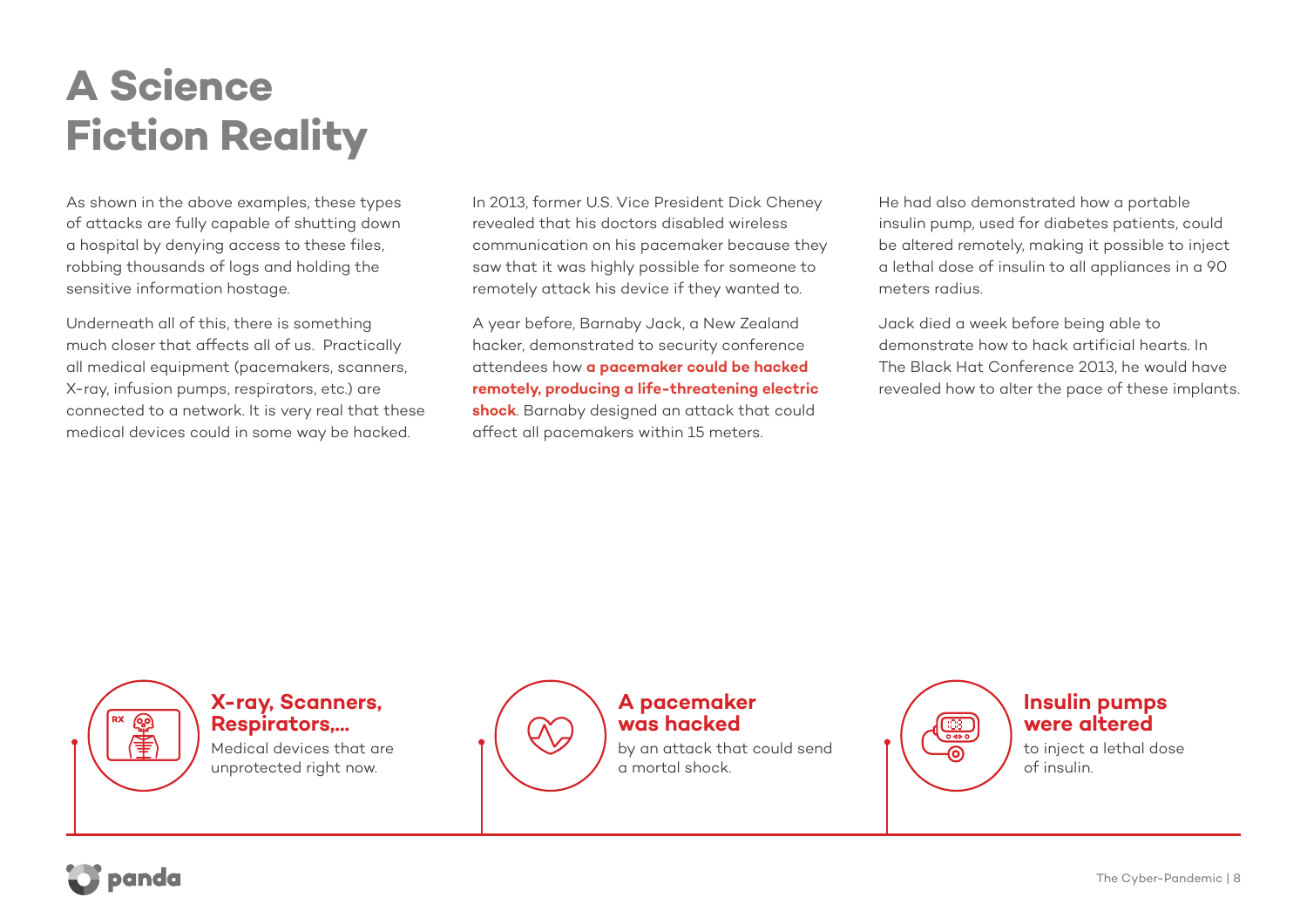# A Science Fiction Reality

As shown in the above examples, these types of attacks are fully capable of shutting down a hospital by denying access to these files, robbing thousands of logs and holding the sensitive information hostage.

Underneath all of this, there is something much closer that affects all of us.  Practically all medical equipment (pacemakers, scanners, X-ray, infusion pumps, respirators, etc.) are connected to a network. It is very real that these medical devices could in some way be hacked.

In 2013, former U.S. Vice President Dick Cheney revealed that his doctors disabled wireless communication on his pacemaker because they saw that it was highly possible for someone to remotely attack his device if they wanted to.

A year before, Barnaby Jack, a New Zealand hacker, demonstrated to security conference attendees how **a pacemaker could be hacked remotely, producing a life-threatening electric shock**. Barnaby designed an attack that could affect all pacemakers within 15 meters.

He had also demonstrated how a portable insulin pump, used for diabetes patients, could be altered remotely, making it possible to inject a lethal dose of insulin to all appliances in a 90 meters radius.

Jack died a week before being able to demonstrate how to hack artificial hearts. In The Black Hat Conference 2013, he would have revealed how to alter the pace of these implants.

**X-ray, Scanners, Respirators,...**
Medical devices that are unprotected right now.

**A pacemaker was hacked**
by an attack that could send a mortal shock.

**Insulin pumps were altered**
to inject a lethal dose of insulin.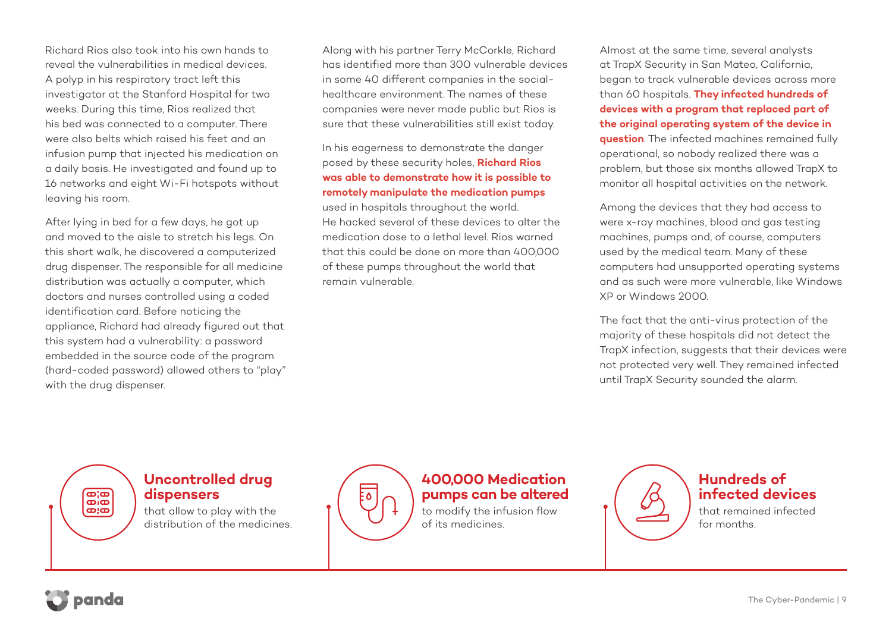Richard Rios also took into his own hands to reveal the vulnerabilities in medical devices. A polyp in his respiratory tract left this investigator at the Stanford Hospital for two weeks. During this time, Rios realized that his bed was connected to a computer. There were also belts which raised his feet and an infusion pump that injected his medication on a daily basis. He investigated and found up to 16 networks and eight Wi-Fi hotspots without leaving his room.

After lying in bed for a few days, he got up and moved to the aisle to stretch his legs. On this short walk, he discovered a computerized drug dispenser. The responsible for all medicine distribution was actually a computer, which doctors and nurses controlled using a coded identification card. Before noticing the appliance, Richard had already figured out that this system had a vulnerability: a password embedded in the source code of the program (hard-coded password) allowed others to "play" with the drug dispenser.

Along with his partner Terry McCorkle, Richard has identified more than 300 vulnerable devices in some 40 different companies in the social-healthcare environment. The names of these companies were never made public but Rios is sure that these vulnerabilities still exist today.

In his eagerness to demonstrate the danger posed by these security holes, **Richard Rios was able to demonstrate how it is possible to remotely manipulate the medication pumps** used in hospitals throughout the world. He hacked several of these devices to alter the medication dose to a lethal level. Rios warned that this could be done on more than 400,000 of these pumps throughout the world that remain vulnerable.

Almost at the same time, several analysts at TrapX Security in San Mateo, California, began to track vulnerable devices across more than 60 hospitals. **They infected hundreds of devices with a program that replaced part of the original operating system of the device in question**. The infected machines remained fully operational, so nobody realized there was a problem, but those six months allowed TrapX to monitor all hospital activities on the network.

Among the devices that they had access to were x-ray machines, blood and gas testing machines, pumps and, of course, computers used by the medical team. Many of these computers had unsupported operating systems and as such were more vulnerable, like Windows XP or Windows 2000.

The fact that the anti-virus protection of the majority of these hospitals did not detect the TrapX infection, suggests that their devices were not protected very well. They remained infected until TrapX Security sounded the alarm.

**Uncontrolled drug dispensers**
that allow to play with the distribution of the medicines.

**400,000 Medication pumps can be altered**
to modify the infusion flow of its medicines.

**Hundreds of infected devices**
that remained infected for months.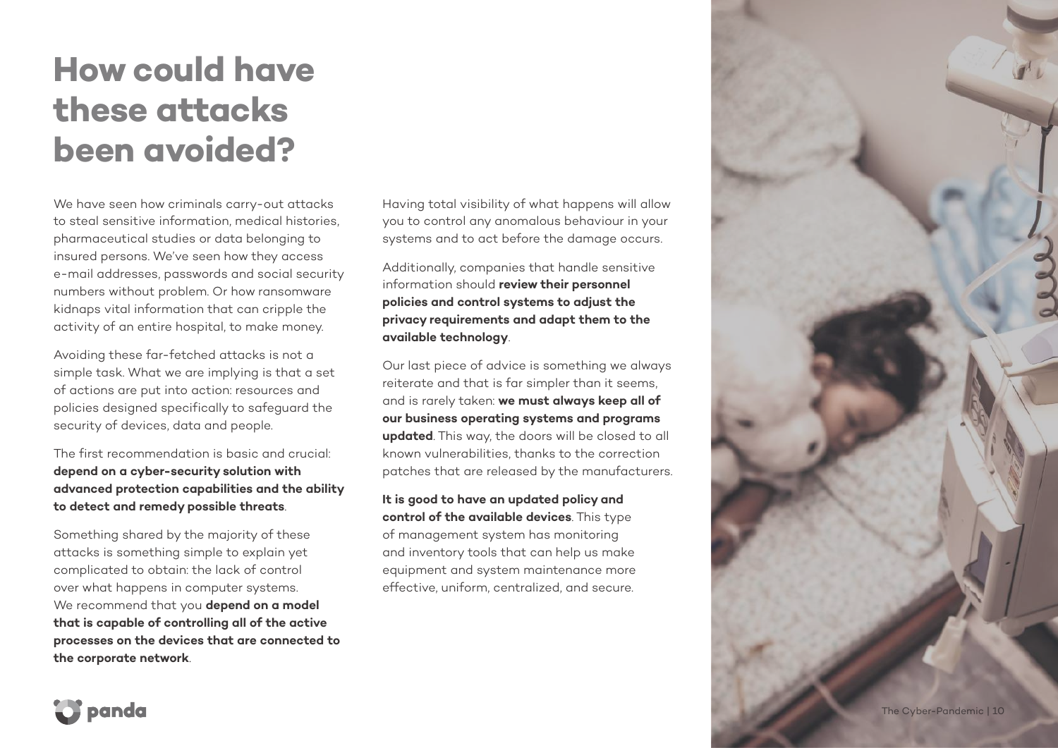# How could have these attacks been avoided?

We have seen how criminals carry-out attacks to steal sensitive information, medical histories, pharmaceutical studies or data belonging to insured persons. We've seen how they access e-mail addresses, passwords and social security numbers without problem. Or how ransomware kidnaps vital information that can cripple the activity of an entire hospital, to make money.

Avoiding these far-fetched attacks is not a simple task. What we are implying is that a set of actions are put into action: resources and policies designed specifically to safeguard the security of devices, data and people.

The first recommendation is basic and crucial: **depend on a cyber-security solution with advanced protection capabilities and the ability to detect and remedy possible threats**.

Something shared by the majority of these attacks is something simple to explain yet complicated to obtain: the lack of control over what happens in computer systems. We recommend that you **depend on a model that is capable of controlling all of the active processes on the devices that are connected to the corporate network**.

Having total visibility of what happens will allow you to control any anomalous behaviour in your systems and to act before the damage occurs.

Additionally, companies that handle sensitive information should **review their personnel policies and control systems to adjust the privacy requirements and adapt them to the available technology**.

Our last piece of advice is something we always reiterate and that is far simpler than it seems, and is rarely taken: **we must always keep all of our business operating systems and programs updated**. This way, the doors will be closed to all known vulnerabilities, thanks to the correction patches that are released by the manufacturers.

**It is good to have an updated policy and control of the available devices**. This type of management system has monitoring and inventory tools that can help us make equipment and system maintenance more effective, uniform, centralized, and secure.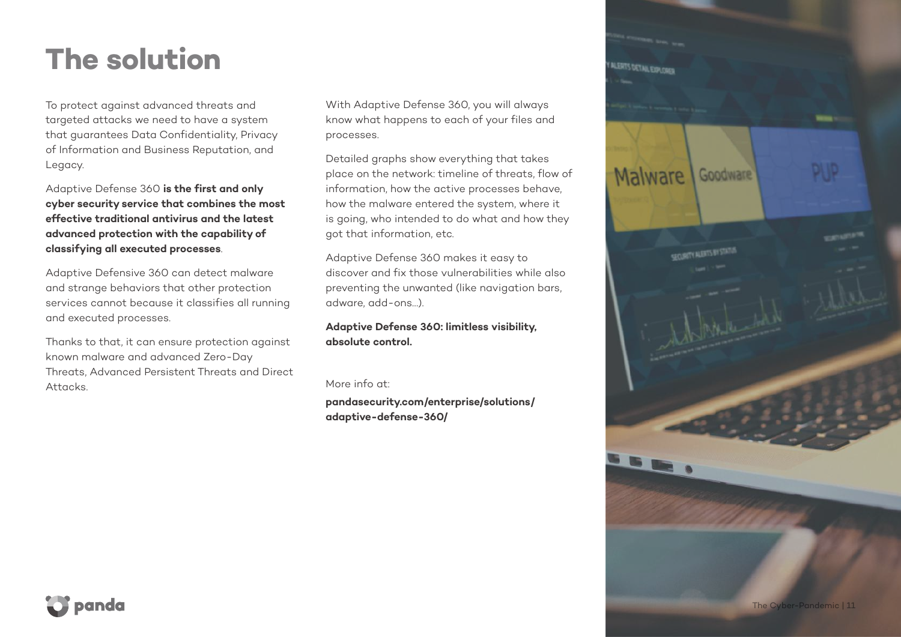# The solution

To protect against advanced threats and targeted attacks we need to have a system that guarantees Data Confidentiality, Privacy of Information and Business Reputation, and Legacy.

Adaptive Defense 360 **is the first and only cyber security service that combines the most effective traditional antivirus and the latest advanced protection with the capability of classifying all executed processes**.

Adaptive Defensive 360 can detect malware and strange behaviors that other protection services cannot because it classifies all running and executed processes.

Thanks to that, it can ensure protection against known malware and advanced Zero-Day Threats, Advanced Persistent Threats and Direct Attacks.

With Adaptive Defense 360, you will always know what happens to each of your files and processes.

Detailed graphs show everything that takes place on the network: timeline of threats, flow of information, how the active processes behave, how the malware entered the system, where it is going, who intended to do what and how they got that information, etc.

Adaptive Defense 360 makes it easy to discover and fix those vulnerabilities while also preventing the unwanted (like navigation bars, adware, add-ons...).

**Adaptive Defense 360: limitless visibility, absolute control.**

More info at:

**pandasecurity.com/enterprise/solutions/adaptive-defense-360/**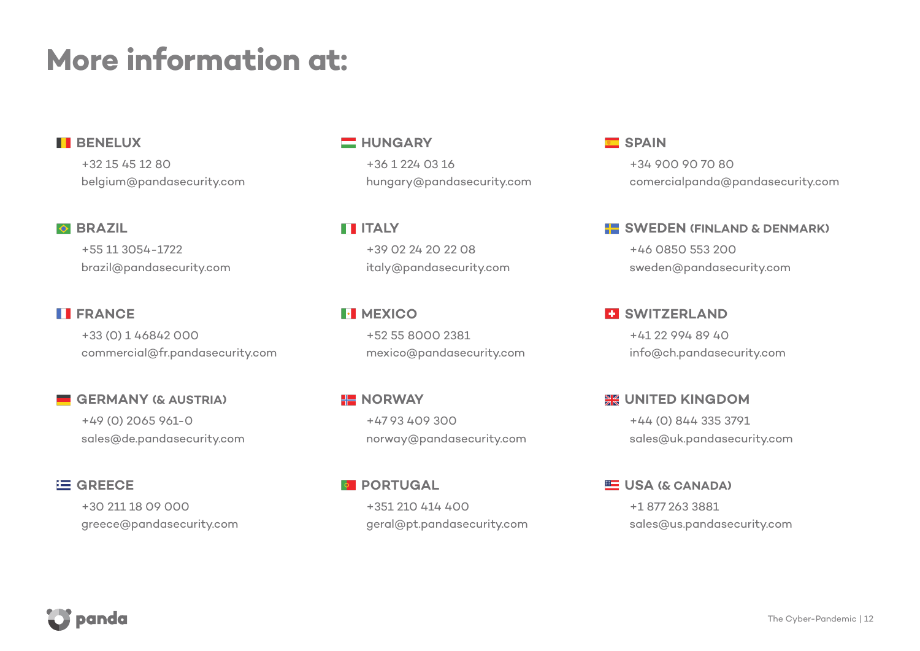# More information at:

**BENELUX**
+32 15 45 12 80
belgium@pandasecurity.com

**BRAZIL**
+55 11 3054-1722
brazil@pandasecurity.com

**FRANCE**
+33 (0) 1 46842 000
commercial@fr.pandasecurity.com

**GERMANY (& AUSTRIA)**
+49 (0) 2065 961-0
sales@de.pandasecurity.com

**GREECE**
+30 211 18 09 000
greece@pandasecurity.com

**HUNGARY**
+36 1 224 03 16
hungary@pandasecurity.com

**ITALY**
+39 02 24 20 22 08
italy@pandasecurity.com

**MEXICO**
+52 55 8000 2381
mexico@pandasecurity.com

**NORWAY**
+47 93 409 300
norway@pandasecurity.com

**PORTUGAL**
+351 210 414 400
geral@pt.pandasecurity.com

**SPAIN**
+34 900 90 70 80
comercialpanda@pandasecurity.com

**SWEDEN (FINLAND & DENMARK)**
+46 0850 553 200
sweden@pandasecurity.com

**SWITZERLAND**
+41 22 994 89 40
info@ch.pandasecurity.com

**UNITED KINGDOM**
+44 (0) 844 335 3791
sales@uk.pandasecurity.com

**USA (& CANADA)**
+1 877 263 3881
sales@us.pandasecurity.com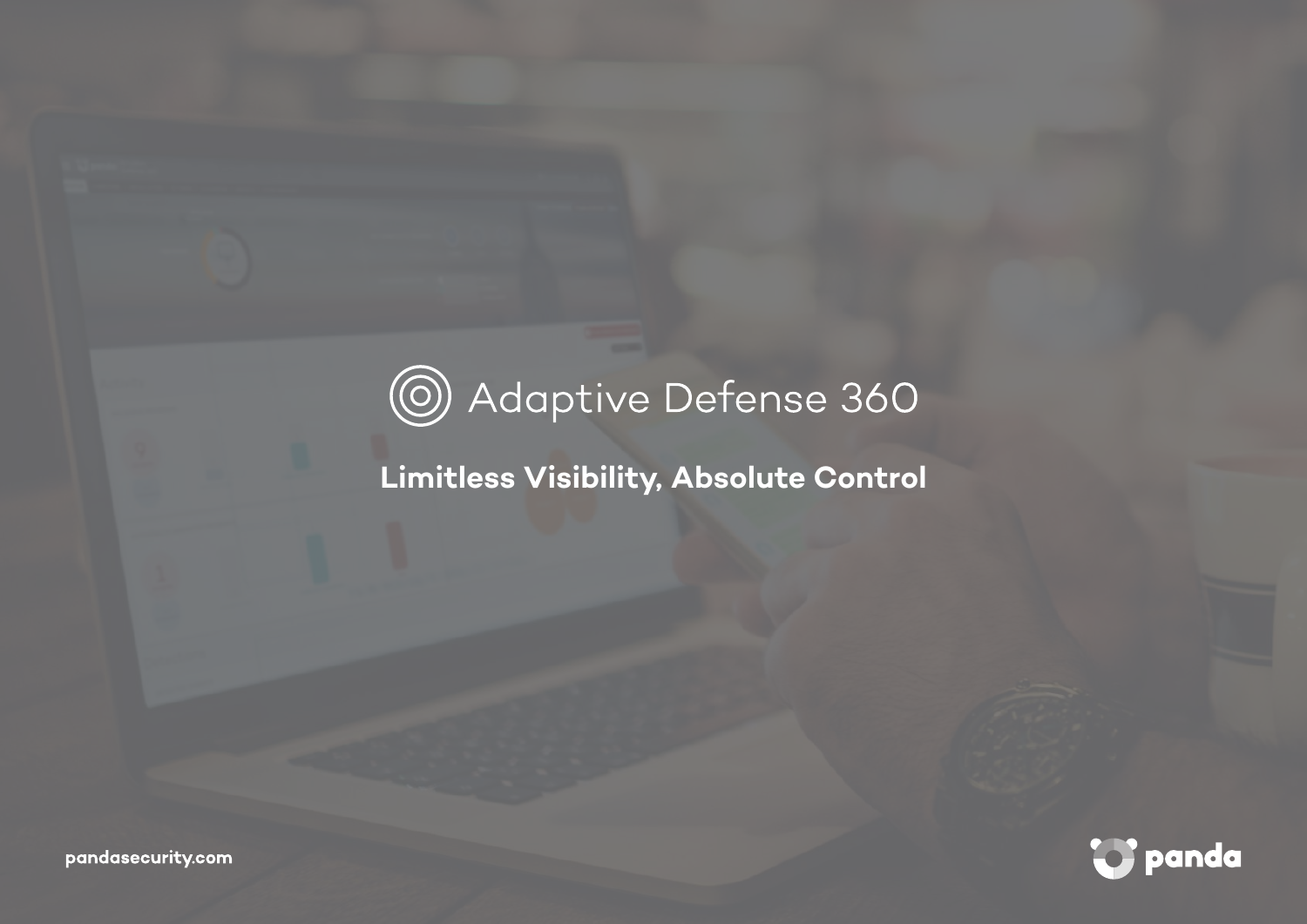# Adaptive Defense 360

**Limitless Visibility, Absolute Control**

pandasecurity.com

panda